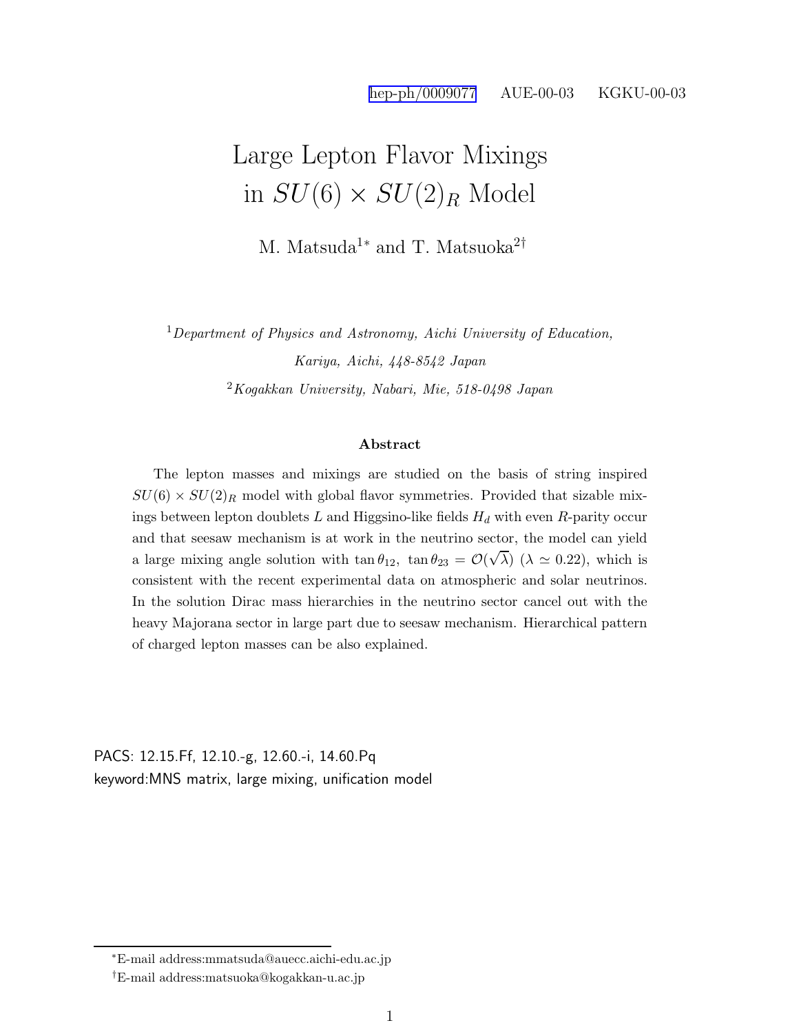hep-ph/0009077 AUE-00-03 KGKU-00-03

# Large Lepton Flavor Mixings in $SU(6) \times SU(2)_R$ Model

M. Matsuda[1*] and T. Matsuoka[2†]

[1]*Department of Physics and Astronomy, Aichi University of Education, Kariya, Aichi, 448-8542 Japan*

[2]*Kogakkan University, Nabari, Mie, 518-0498 Japan*

### Abstract

The lepton masses and mixings are studied on the basis of string inspired $SU(6) \times SU(2)_R$ model with global flavor symmetries. Provided that sizable mixings between lepton doublets $L$ and Higgsino-like fields $H_d$ with even $R$-parity occur and that seesaw mechanism is at work in the neutrino sector, the model can yield a large mixing angle solution with $\tan\theta_{12},\ \tan\theta_{23} = \mathcal{O}(\sqrt{\lambda})$ ($\lambda \simeq 0.22$), which is consistent with the recent experimental data on atmospheric and solar neutrinos. In the solution Dirac mass hierarchies in the neutrino sector cancel out with the heavy Majorana sector in large part due to seesaw mechanism. Hierarchical pattern of charged lepton masses can be also explained.

PACS: 12.15.Ff, 12.10.-g, 12.60.-i, 14.60.Pq
keyword:MNS matrix, large mixing, unification model

---

[*] E-mail address:mmatsuda@auecc.aichi-edu.ac.jp

[†] E-mail address:matsuoka@kogakkan-u.ac.jp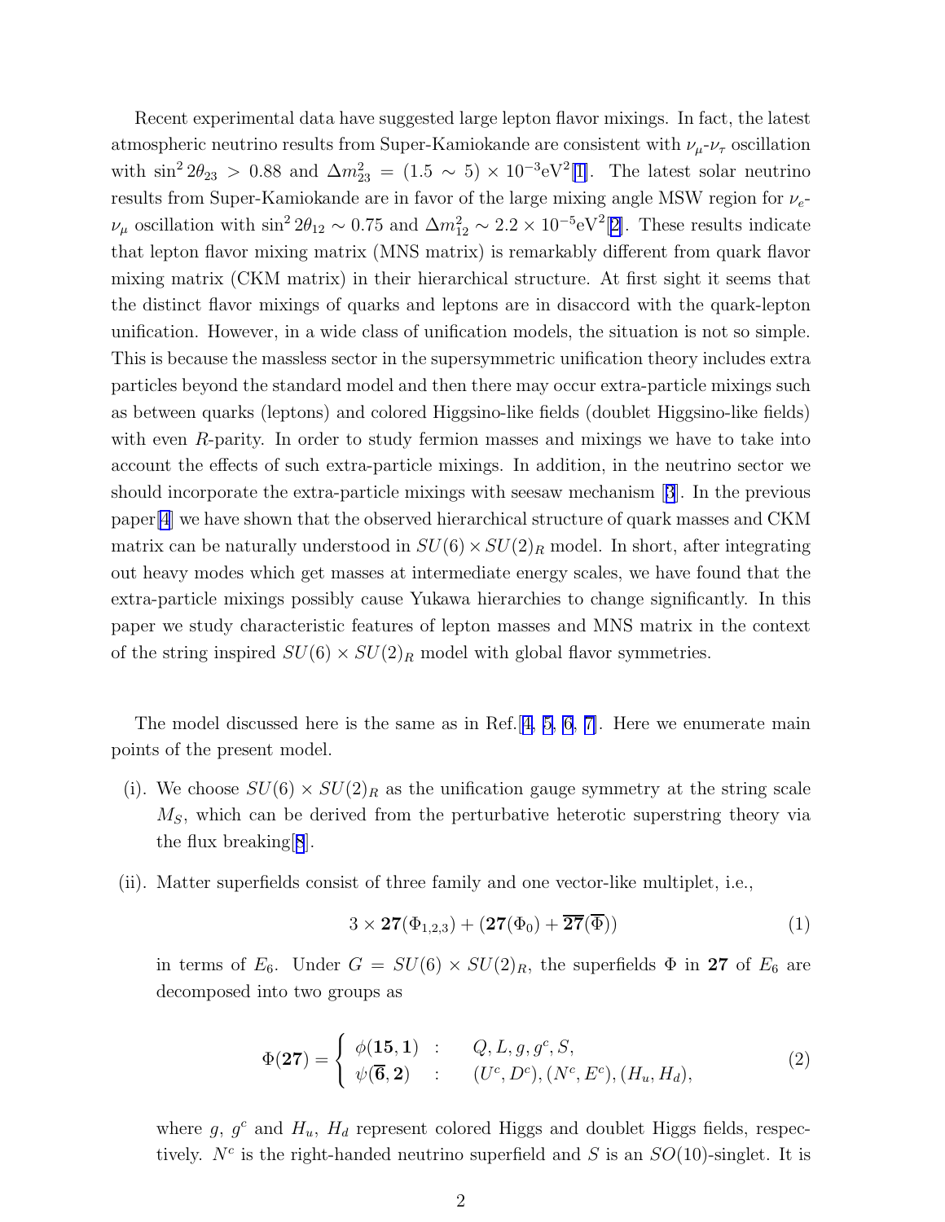Recent experimental data have suggested large lepton flavor mixings. In fact, the latest atmospheric neutrino results from Super-Kamiokande are consistent with $\nu_\mu$-$\nu_\tau$ oscillation with $\sin^2 2\theta_{23} > 0.88$ and $\Delta m^2_{23} = (1.5 \sim 5) \times 10^{-3}\mathrm{eV}^2$[1]. The latest solar neutrino results from Super-Kamiokande are in favor of the large mixing angle MSW region for $\nu_e$-$\nu_\mu$ oscillation with $\sin^2 2\theta_{12} \sim 0.75$ and $\Delta m^2_{12} \sim 2.2 \times 10^{-5}\mathrm{eV}^2$[2]. These results indicate that lepton flavor mixing matrix (MNS matrix) is remarkably different from quark flavor mixing matrix (CKM matrix) in their hierarchical structure. At first sight it seems that the distinct flavor mixings of quarks and leptons are in disaccord with the quark-lepton unification. However, in a wide class of unification models, the situation is not so simple. This is because the massless sector in the supersymmetric unification theory includes extra particles beyond the standard model and then there may occur extra-particle mixings such as between quarks (leptons) and colored Higgsino-like fields (doublet Higgsino-like fields) with even $R$-parity. In order to study fermion masses and mixings we have to take into account the effects of such extra-particle mixings. In addition, in the neutrino sector we should incorporate the extra-particle mixings with seesaw mechanism [3]. In the previous paper[4] we have shown that the observed hierarchical structure of quark masses and CKM matrix can be naturally understood in $SU(6) \times SU(2)_R$ model. In short, after integrating out heavy modes which get masses at intermediate energy scales, we have found that the extra-particle mixings possibly cause Yukawa hierarchies to change significantly. In this paper we study characteristic features of lepton masses and MNS matrix in the context of the string inspired $SU(6) \times SU(2)_R$ model with global flavor symmetries.

The model discussed here is the same as in Ref.[4, 5, 6, 7]. Here we enumerate main points of the present model.

(i). We choose $SU(6) \times SU(2)_R$ as the unification gauge symmetry at the string scale $M_S$, which can be derived from the perturbative heterotic superstring theory via the flux breaking[8].

(ii). Matter superfields consist of three family and one vector-like multiplet, i.e.,

$$3 \times \mathbf{27}(\Phi_{1,2,3}) + (\mathbf{27}(\Phi_0) + \overline{\mathbf{27}}(\overline{\Phi})) \tag{1}$$

in terms of $E_6$. Under $G = SU(6) \times SU(2)_R$, the superfields $\Phi$ in $\mathbf{27}$ of $E_6$ are decomposed into two groups as

$$\Phi(\mathbf{27}) = \begin{cases} \phi(\mathbf{15}, \mathbf{1}) & : \quad Q, L, g, g^c, S, \\ \psi(\overline{\mathbf{6}}, \mathbf{2}) & : \quad (U^c, D^c), (N^c, E^c), (H_u, H_d), \end{cases} \tag{2}$$

where $g$, $g^c$ and $H_u$, $H_d$ represent colored Higgs and doublet Higgs fields, respectively. $N^c$ is the right-handed neutrino superfield and $S$ is an $SO(10)$-singlet. It is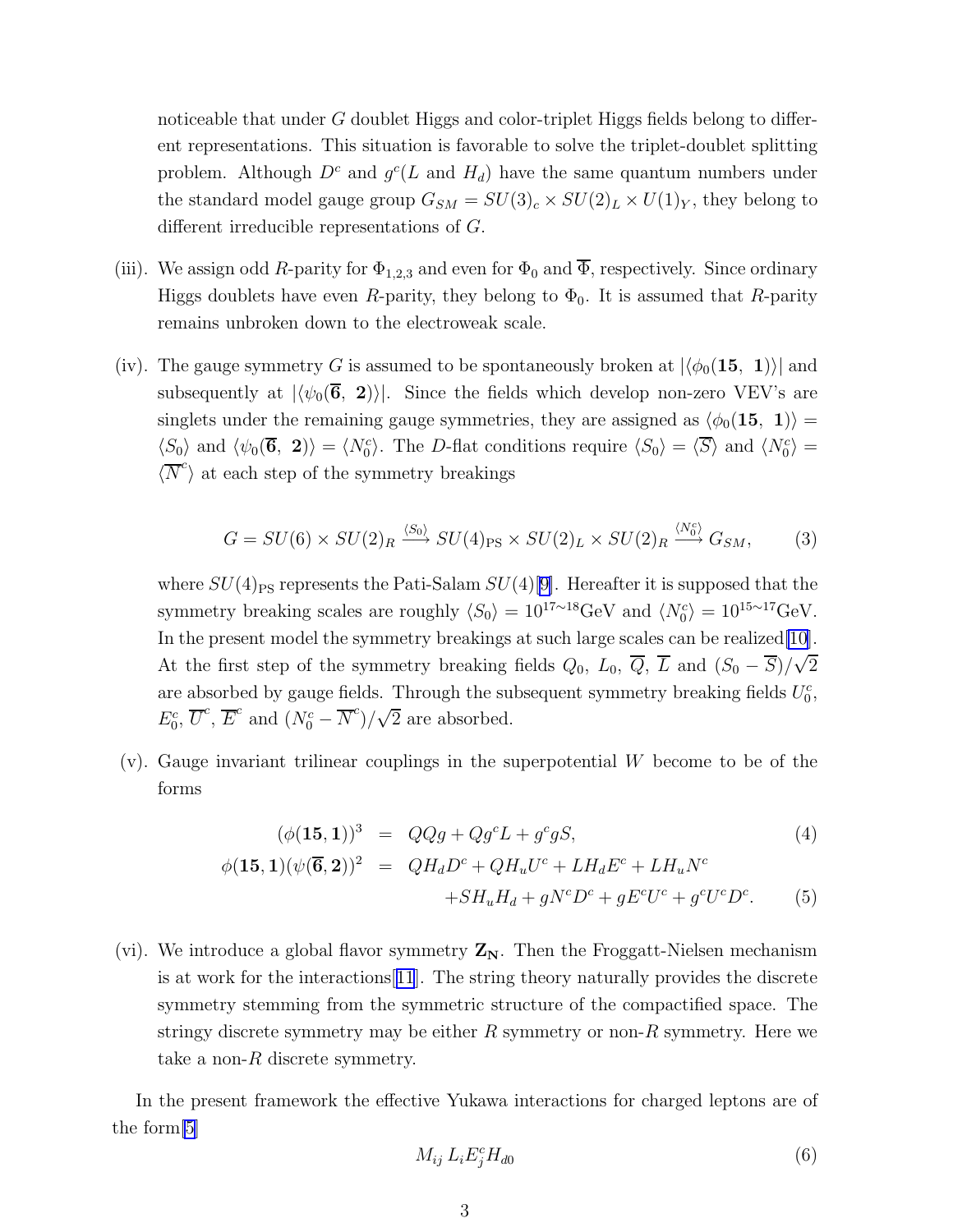noticeable that under $G$ doublet Higgs and color-triplet Higgs fields belong to different representations. This situation is favorable to solve the triplet-doublet splitting problem. Although $D^c$ and $g^c$($L$ and $H_d$) have the same quantum numbers under the standard model gauge group $G_{SM} = SU(3)_c \times SU(2)_L \times U(1)_Y$, they belong to different irreducible representations of $G$.

(iii). We assign odd $R$-parity for $\Phi_{1,2,3}$ and even for $\Phi_0$ and $\overline{\Phi}$, respectively. Since ordinary Higgs doublets have even $R$-parity, they belong to $\Phi_0$. It is assumed that $R$-parity remains unbroken down to the electroweak scale.

(iv). The gauge symmetry $G$ is assumed to be spontaneously broken at $|\langle \phi_0(\mathbf{15},\ \mathbf{1})\rangle|$ and subsequently at $|\langle \psi_0(\overline{\mathbf{6}},\ \mathbf{2})\rangle|$. Since the fields which develop non-zero VEV's are singlets under the remaining gauge symmetries, they are assigned as $\langle \phi_0(\mathbf{15},\ \mathbf{1})\rangle = \langle S_0 \rangle$ and $\langle \psi_0(\overline{\mathbf{6}},\ \mathbf{2})\rangle = \langle N^c_0 \rangle$. The $D$-flat conditions require $\langle S_0 \rangle = \langle \overline{S} \rangle$ and $\langle N^c_0 \rangle = \langle \overline{N}^c \rangle$ at each step of the symmetry breakings

$$
G = SU(6) \times SU(2)_R \xrightarrow{\langle S_0 \rangle} SU(4)_{\rm PS} \times SU(2)_L \times SU(2)_R \xrightarrow{\langle N^c_0 \rangle} G_{SM}, \tag{3}
$$

where $SU(4)_{\rm PS}$ represents the Pati-Salam $SU(4)$[9]. Hereafter it is supposed that the symmetry breaking scales are roughly $\langle S_0 \rangle = 10^{17\sim 18}$GeV and $\langle N^c_0 \rangle = 10^{15\sim 17}$GeV. In the present model the symmetry breakings at such large scales can be realized[10]. At the first step of the symmetry breaking fields $Q_0$, $L_0$, $\overline{Q}$, $\overline{L}$ and $(S_0 - \overline{S})/\sqrt{2}$ are absorbed by gauge fields. Through the subsequent symmetry breaking fields $U^c_0$, $E^c_0$, $\overline{U}^c$, $\overline{E}^c$ and $(N^c_0 - \overline{N}^c)/\sqrt{2}$ are absorbed.

(v). Gauge invariant trilinear couplings in the superpotential $W$ become to be of the forms

$$
\begin{aligned}
(\phi(\mathbf{15},\mathbf{1}))^3 &= QQg + Qg^cL + g^cgS, &(4)\\
\phi(\mathbf{15},\mathbf{1})(\psi(\overline{\mathbf{6}},\mathbf{2}))^2 &= QH_dD^c + QH_uU^c + LH_dE^c + LH_uN^c \\
&\quad + SH_uH_d + gN^cD^c + gE^cU^c + g^cU^cD^c. &(5)
\end{aligned}
$$

(vi). We introduce a global flavor symmetry $\mathbf{Z_N}$. Then the Froggatt-Nielsen mechanism is at work for the interactions[11]. The string theory naturally provides the discrete symmetry stemming from the symmetric structure of the compactified space. The stringy discrete symmetry may be either $R$ symmetry or non-$R$ symmetry. Here we take a non-$R$ discrete symmetry.

In the present framework the effective Yukawa interactions for charged leptons are of the form[5]

$$
M_{ij}\, L_i E^c_j H_{d0} \tag{6}
$$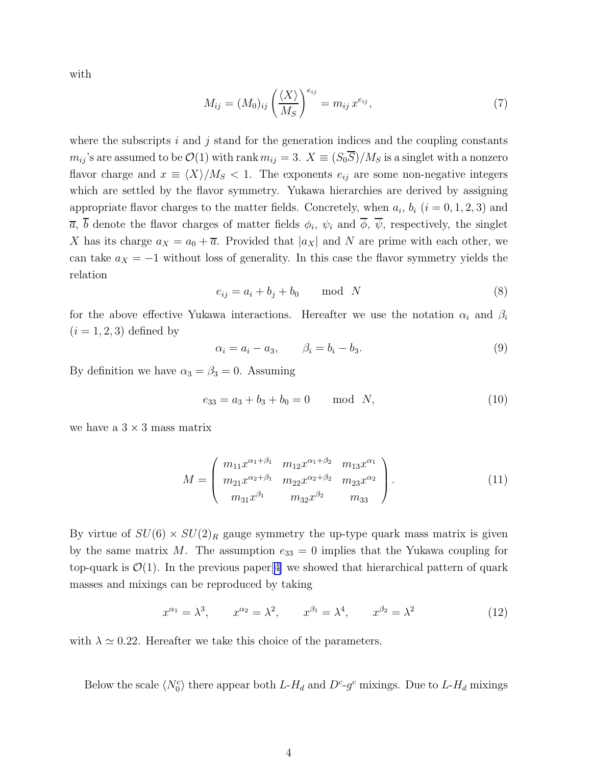with

$$M_{ij} = (M_0)_{ij} \left( \frac{\langle X \rangle}{M_S} \right)^{e_{ij}} = m_{ij}\, x^{e_{ij}}, \tag{7}$$

where the subscripts $i$ and $j$ stand for the generation indices and the coupling constants $m_{ij}$'s are assumed to be $\mathcal{O}(1)$ with rank $m_{ij} = 3$. $X \equiv (S_0 \overline{S})/M_S$ is a singlet with a nonzero flavor charge and $x \equiv \langle X \rangle / M_S < 1$. The exponents $e_{ij}$ are some non-negative integers which are settled by the flavor symmetry. Yukawa hierarchies are derived by assigning appropriate flavor charges to the matter fields. Concretely, when $a_i$, $b_i$ $(i = 0, 1, 2, 3)$ and $\overline{a}$, $\overline{b}$ denote the flavor charges of matter fields $\phi_i$, $\psi_i$ and $\overline{\phi}$, $\overline{\psi}$, respectively, the singlet $X$ has its charge $a_X = a_0 + \overline{a}$. Provided that $|a_X|$ and $N$ are prime with each other, we can take $a_X = -1$ without loss of generality. In this case the flavor symmetry yields the relation

$$e_{ij} = a_i + b_j + b_0 \qquad \text{mod} \;\; N \tag{8}$$

for the above effective Yukawa interactions. Hereafter we use the notation $\alpha_i$ and $\beta_i$ $(i = 1, 2, 3)$ defined by

$$\alpha_i = a_i - a_3, \qquad \beta_i = b_i - b_3. \tag{9}$$

By definition we have $\alpha_3 = \beta_3 = 0$. Assuming

$$e_{33} = a_3 + b_3 + b_0 = 0 \qquad \text{mod} \;\; N, \tag{10}$$

we have a $3 \times 3$ mass matrix

$$M = \begin{pmatrix} m_{11} x^{\alpha_1 + \beta_1} & m_{12} x^{\alpha_1 + \beta_2} & m_{13} x^{\alpha_1} \\ m_{21} x^{\alpha_2 + \beta_1} & m_{22} x^{\alpha_2 + \beta_2} & m_{23} x^{\alpha_2} \\ m_{31} x^{\beta_1} & m_{32} x^{\beta_2} & m_{33} \end{pmatrix}. \tag{11}$$

By virtue of $SU(6) \times SU(2)_R$ gauge symmetry the up-type quark mass matrix is given by the same matrix $M$. The assumption $e_{33} = 0$ implies that the Yukawa coupling for top-quark is $\mathcal{O}(1)$. In the previous paper[4] we showed that hierarchical pattern of quark masses and mixings can be reproduced by taking

$$x^{\alpha_1} = \lambda^3, \qquad x^{\alpha_2} = \lambda^2, \qquad x^{\beta_1} = \lambda^4, \qquad x^{\beta_2} = \lambda^2 \tag{12}$$

with $\lambda \simeq 0.22$. Hereafter we take this choice of the parameters.

Below the scale $\langle N_0^c \rangle$ there appear both $L$-$H_d$ and $D^c$-$g^c$ mixings. Due to $L$-$H_d$ mixings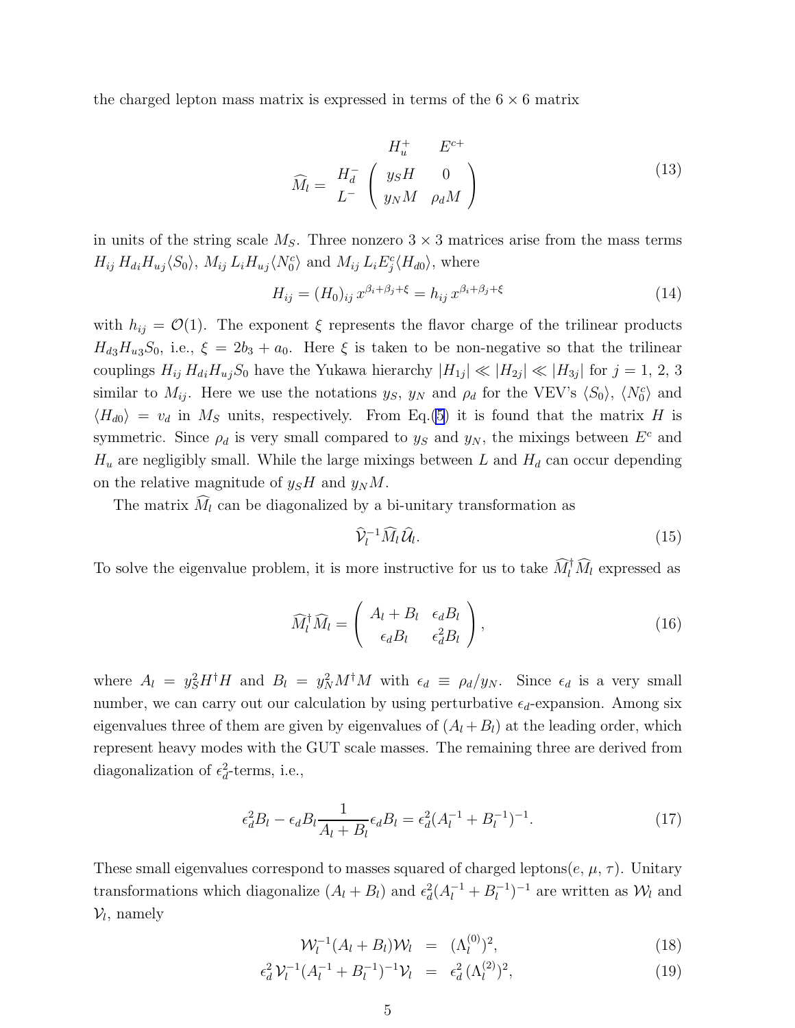the charged lepton mass matrix is expressed in terms of the $6 \times 6$ matrix

$$
\widehat{M}_l = \begin{array}{c} \\ H_d^- \\ L^- \end{array} \begin{array}{c} \begin{array}{cc} H_u^+ & \quad E^{c+} \end{array} \\ \left( \begin{array}{cc} y_S H & 0 \\ y_N M & \rho_d M \end{array} \right) \end{array} \tag{13}
$$

in units of the string scale $M_S$. Three nonzero $3 \times 3$ matrices arise from the mass terms $H_{ij}\, H_{di} H_{uj} \langle S_0 \rangle$, $M_{ij}\, L_i H_{uj} \langle N_0^c \rangle$ and $M_{ij}\, L_i E_j^c \langle H_{d0} \rangle$, where

$$
H_{ij} = (H_0)_{ij}\, x^{\beta_i + \beta_j + \xi} = h_{ij}\, x^{\beta_i + \beta_j + \xi} \tag{14}
$$

with $h_{ij} = \mathcal{O}(1)$. The exponent $\xi$ represents the flavor charge of the trilinear products $H_{d3} H_{u3} S_0$, i.e., $\xi = 2b_3 + a_0$. Here $\xi$ is taken to be non-negative so that the trilinear couplings $H_{ij}\, H_{di} H_{uj} S_0$ have the Yukawa hierarchy $|H_{1j}| \ll |H_{2j}| \ll |H_{3j}|$ for $j = 1,\, 2,\, 3$ similar to $M_{ij}$. Here we use the notations $y_S$, $y_N$ and $\rho_d$ for the VEV's $\langle S_0 \rangle$, $\langle N_0^c \rangle$ and $\langle H_{d0} \rangle = v_d$ in $M_S$ units, respectively. From Eq.(5) it is found that the matrix $H$ is symmetric. Since $\rho_d$ is very small compared to $y_S$ and $y_N$, the mixings between $E^c$ and $H_u$ are negligibly small. While the large mixings between $L$ and $H_d$ can occur depending on the relative magnitude of $y_S H$ and $y_N M$.

The matrix $\widehat{M}_l$ can be diagonalized by a bi-unitary transformation as

$$
\widehat{\mathcal{V}}_l^{-1} \widehat{M}_l \widehat{\mathcal{U}}_l. \tag{15}
$$

To solve the eigenvalue problem, it is more instructive for us to take $\widehat{M}_l^\dagger \widehat{M}_l$ expressed as

$$
\widehat{M}_l^\dagger \widehat{M}_l = \left( \begin{array}{cc} A_l + B_l & \epsilon_d B_l \\ \epsilon_d B_l & \epsilon_d^2 B_l \end{array} \right), \tag{16}
$$

where $A_l = y_S^2 H^\dagger H$ and $B_l = y_N^2 M^\dagger M$ with $\epsilon_d \equiv \rho_d / y_N$. Since $\epsilon_d$ is a very small number, we can carry out our calculation by using perturbative $\epsilon_d$-expansion. Among six eigenvalues three of them are given by eigenvalues of $(A_l + B_l)$ at the leading order, which represent heavy modes with the GUT scale masses. The remaining three are derived from diagonalization of $\epsilon_d^2$-terms, i.e.,

$$
\epsilon_d^2 B_l - \epsilon_d B_l \frac{1}{A_l + B_l} \epsilon_d B_l = \epsilon_d^2 (A_l^{-1} + B_l^{-1})^{-1}. \tag{17}
$$

These small eigenvalues correspond to masses squared of charged leptons($e$, $\mu$, $\tau$). Unitary transformations which diagonalize $(A_l + B_l)$ and $\epsilon_d^2 (A_l^{-1} + B_l^{-1})^{-1}$ are written as $\mathcal{W}_l$ and $\mathcal{V}_l$, namely

$$
\mathcal{W}_l^{-1} (A_l + B_l) \mathcal{W}_l = (\Lambda_l^{(0)})^2, \tag{18}
$$

$$
\epsilon_d^2\, \mathcal{V}_l^{-1} (A_l^{-1} + B_l^{-1})^{-1} \mathcal{V}_l = \epsilon_d^2\, (\Lambda_l^{(2)})^2, \tag{19}
$$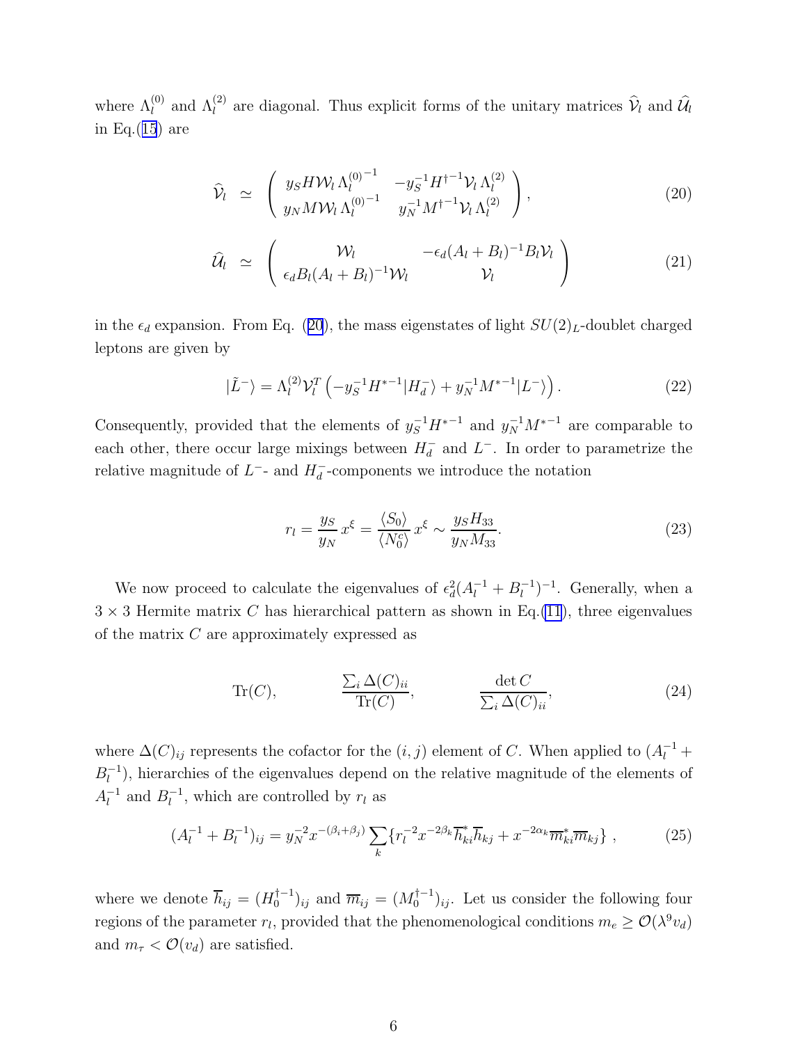where $\Lambda_l^{(0)}$ and $\Lambda_l^{(2)}$ are diagonal. Thus explicit forms of the unitary matrices $\widehat{\mathcal{V}}_l$ and $\widehat{\mathcal{U}}_l$ in Eq.(15) are

$$
\widehat{\mathcal{V}}_l \simeq \begin{pmatrix} y_S H \mathcal{W}_l \Lambda_l^{(0)^{-1}} & -y_S^{-1} H^{\dagger^{-1}} \mathcal{V}_l \Lambda_l^{(2)} \\ y_N M \mathcal{W}_l \Lambda_l^{(0)^{-1}} & y_N^{-1} M^{\dagger^{-1}} \mathcal{V}_l \Lambda_l^{(2)} \end{pmatrix}, \tag{20}
$$

$$
\widehat{\mathcal{U}}_l \simeq \begin{pmatrix} \mathcal{W}_l & -\epsilon_d (A_l + B_l)^{-1} B_l \mathcal{V}_l \\ \epsilon_d B_l (A_l + B_l)^{-1} \mathcal{W}_l & \mathcal{V}_l \end{pmatrix} \tag{21}
$$

in the $\epsilon_d$ expansion. From Eq. (20), the mass eigenstates of light $SU(2)_L$-doublet charged leptons are given by

$$
|\tilde{L}^-\rangle = \Lambda_l^{(2)} \mathcal{V}_l^T \left( -y_S^{-1} H^{*-1} |H_d^-\rangle + y_N^{-1} M^{*-1} |L^-\rangle \right). \tag{22}
$$

Consequently, provided that the elements of $y_S^{-1} H^{*-1}$ and $y_N^{-1} M^{*-1}$ are comparable to each other, there occur large mixings between $H_d^-$ and $L^-$. In order to parametrize the relative magnitude of $L^-$- and $H_d^-$-components we introduce the notation

$$
r_l = \frac{y_S}{y_N} x^{\xi} = \frac{\langle S_0 \rangle}{\langle N_0^c \rangle} x^{\xi} \sim \frac{y_S H_{33}}{y_N M_{33}}. \tag{23}
$$

We now proceed to calculate the eigenvalues of $\epsilon_d^2 (A_l^{-1} + B_l^{-1})^{-1}$. Generally, when a $3 \times 3$ Hermite matrix $C$ has hierarchical pattern as shown in Eq.(11), three eigenvalues of the matrix $C$ are approximately expressed as

$$
\mathrm{Tr}(C), \qquad \frac{\sum_i \Delta(C)_{ii}}{\mathrm{Tr}(C)}, \qquad \frac{\det C}{\sum_i \Delta(C)_{ii}}, \tag{24}
$$

where $\Delta(C)_{ij}$ represents the cofactor for the $(i,j)$ element of $C$. When applied to $(A_l^{-1} + B_l^{-1})$, hierarchies of the eigenvalues depend on the relative magnitude of the elements of $A_l^{-1}$ and $B_l^{-1}$, which are controlled by $r_l$ as

$$
(A_l^{-1} + B_l^{-1})_{ij} = y_N^{-2} x^{-(\beta_i + \beta_j)} \sum_k \{ r_l^{-2} x^{-2\beta_k} \overline{h}_{ki}^* \overline{h}_{kj} + x^{-2\alpha_k} \overline{m}_{ki}^* \overline{m}_{kj} \}, \tag{25}
$$

where we denote $\overline{h}_{ij} = (H_0^{\dagger -1})_{ij}$ and $\overline{m}_{ij} = (M_0^{\dagger -1})_{ij}$. Let us consider the following four regions of the parameter $r_l$, provided that the phenomenological conditions $m_e \geq \mathcal{O}(\lambda^9 v_d)$ and $m_\tau < \mathcal{O}(v_d)$ are satisfied.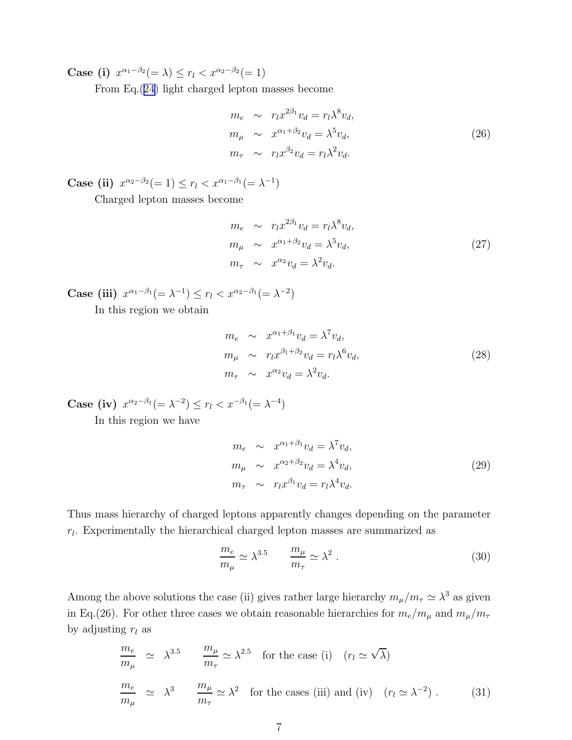**Case (i)** $x^{\alpha_1-\beta_2}(=\lambda) \leq r_l < x^{\alpha_2-\beta_2}(=1)$

From Eq.(24) light charged lepton masses become

$$
\begin{aligned}
m_e &\sim r_l x^{2\beta_1} v_d = r_l \lambda^8 v_d, \\
m_\mu &\sim x^{\alpha_1+\beta_2} v_d = \lambda^5 v_d, \\
m_\tau &\sim r_l x^{\beta_2} v_d = r_l \lambda^2 v_d.
\end{aligned}
\tag{26}
$$

**Case (ii)** $x^{\alpha_2-\beta_2}(=1) \leq r_l < x^{\alpha_1-\beta_1}(=\lambda^{-1})$

Charged lepton masses become

$$
\begin{aligned}
m_e &\sim r_l x^{2\beta_1} v_d = r_l \lambda^8 v_d, \\
m_\mu &\sim x^{\alpha_1+\beta_2} v_d = \lambda^5 v_d, \\
m_\tau &\sim x^{\alpha_2} v_d = \lambda^2 v_d.
\end{aligned}
\tag{27}
$$

**Case (iii)** $x^{\alpha_1-\beta_1}(=\lambda^{-1}) \leq r_l < x^{\alpha_2-\beta_1}(=\lambda^{-2})$

In this region we obtain

$$
\begin{aligned}
m_e &\sim x^{\alpha_1+\beta_1} v_d = \lambda^7 v_d, \\
m_\mu &\sim r_l x^{\beta_1+\beta_2} v_d = r_l \lambda^6 v_d, \\
m_\tau &\sim x^{\alpha_2} v_d = \lambda^2 v_d.
\end{aligned}
\tag{28}
$$

**Case (iv)** $x^{\alpha_2-\beta_1}(=\lambda^{-2}) \leq r_l < x^{-\beta_1}(=\lambda^{-4})$

In this region we have

$$
\begin{aligned}
m_e &\sim x^{\alpha_1+\beta_1} v_d = \lambda^7 v_d, \\
m_\mu &\sim x^{\alpha_2+\beta_2} v_d = \lambda^4 v_d, \\
m_\tau &\sim r_l x^{\beta_1} v_d = r_l \lambda^4 v_d.
\end{aligned}
\tag{29}
$$

Thus mass hierarchy of charged leptons apparently changes depending on the parameter $r_l$. Experimentally the hierarchical charged lepton masses are summarized as

$$
\frac{m_e}{m_\mu} \simeq \lambda^{3.5} \qquad \frac{m_\mu}{m_\tau} \simeq \lambda^2 \,. \tag{30}
$$

Among the above solutions the case (ii) gives rather large hierarchy $m_\mu/m_\tau \simeq \lambda^3$ as given in Eq.(26). For other three cases we obtain reasonable hierarchies for $m_e/m_\mu$ and $m_\mu/m_\tau$ by adjusting $r_l$ as

$$
\begin{aligned}
\frac{m_e}{m_\mu} &\simeq \lambda^{3.5} \qquad \frac{m_\mu}{m_\tau} \simeq \lambda^{2.5} \quad \text{for the case (i)} \quad (r_l \simeq \sqrt{\lambda}) \\
\frac{m_e}{m_\mu} &\simeq \lambda^{3} \qquad \frac{m_\mu}{m_\tau} \simeq \lambda^{2} \quad \text{for the cases (iii) and (iv)} \quad (r_l \simeq \lambda^{-2}) \,.
\end{aligned}
\tag{31}
$$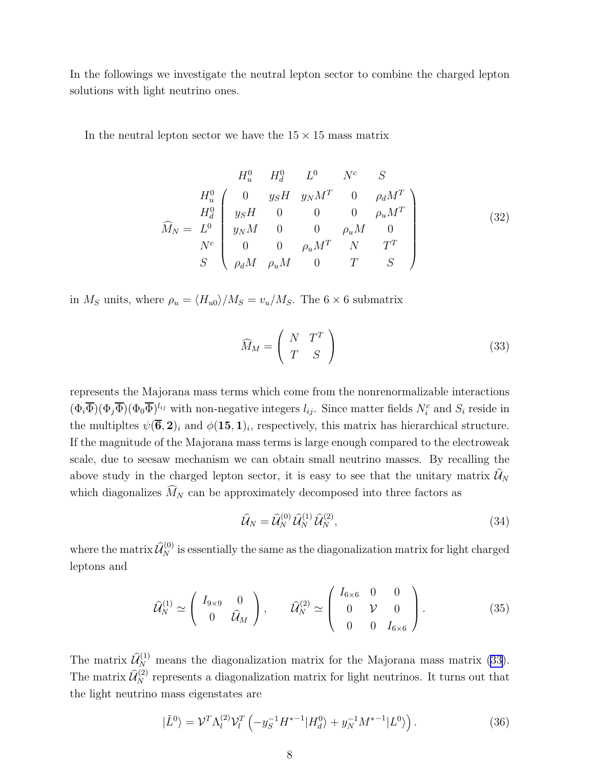In the followings we investigate the neutral lepton sector to combine the charged lepton solutions with light neutrino ones.

In the neutral lepton sector we have the $15 \times 15$ mass matrix

$$
\widehat{M}_N = \begin{array}{c} \\ H_u^0 \\ H_d^0 \\ L^0 \\ N^c \\ S \end{array}
\begin{array}{c}
\begin{array}{ccccc} H_u^0 & H_d^0 & L^0 & N^c & S \end{array} \\
\left( \begin{array}{ccccc}
0 & y_S H & y_N M^T & 0 & \rho_d M^T \\
y_S H & 0 & 0 & 0 & \rho_u M^T \\
y_N M & 0 & 0 & \rho_u M & 0 \\
0 & 0 & \rho_u M^T & N & T^T \\
\rho_d M & \rho_u M & 0 & T & S
\end{array} \right)
\end{array}
\tag{32}
$$

in $M_S$ units, where $\rho_u = \langle H_{u0} \rangle / M_S = v_u / M_S$. The $6 \times 6$ submatrix

$$
\widehat{M}_M = \left( \begin{array}{cc} N & T^T \\ T & S \end{array} \right)
\tag{33}
$$

represents the Majorana mass terms which come from the nonrenormalizable interactions $(\Phi_i \overline{\Phi})(\Phi_j \overline{\Phi})(\Phi_0 \overline{\Phi})^{l_{ij}}$ with non-negative integers $l_{ij}$. Since matter fields $N_i^c$ and $S_i$ reside in the multipltes $\psi(\overline{\mathbf{6}}, \mathbf{2})_i$ and $\phi(\mathbf{15}, \mathbf{1})_i$, respectively, this matrix has hierarchical structure. If the magnitude of the Majorana mass terms is large enough compared to the electroweak scale, due to seesaw mechanism we can obtain small neutrino masses. By recalling the above study in the charged lepton sector, it is easy to see that the unitary matrix $\widehat{\mathcal{U}}_N$ which diagonalizes $\widehat{M}_N$ can be approximately decomposed into three factors as

$$
\widehat{\mathcal{U}}_N = \widehat{\mathcal{U}}_N^{(0)} \widehat{\mathcal{U}}_N^{(1)} \widehat{\mathcal{U}}_N^{(2)},
\tag{34}
$$

where the matrix $\widehat{\mathcal{U}}_N^{(0)}$ is essentially the same as the diagonalization matrix for light charged leptons and

$$
\widehat{\mathcal{U}}_N^{(1)} \simeq \left( \begin{array}{cc} I_{9\times 9} & 0 \\ 0 & \widehat{\mathcal{U}}_M \end{array} \right), \qquad
\widehat{\mathcal{U}}_N^{(2)} \simeq \left( \begin{array}{ccc} I_{6\times 6} & 0 & 0 \\ 0 & \mathcal{V} & 0 \\ 0 & 0 & I_{6\times 6} \end{array} \right).
\tag{35}
$$

The matrix $\widehat{\mathcal{U}}_N^{(1)}$ means the diagonalization matrix for the Majorana mass matrix (33). The matrix $\widehat{\mathcal{U}}_N^{(2)}$ represents a diagonalization matrix for light neutrinos. It turns out that the light neutrino mass eigenstates are

$$
|\tilde{L}^0\rangle = \mathcal{V}^T \Lambda_l^{(2)} \mathcal{V}_l^T \left( -y_S^{-1} H^{*-1} |H_d^0\rangle + y_N^{-1} M^{*-1} |L^0\rangle \right).
\tag{36}
$$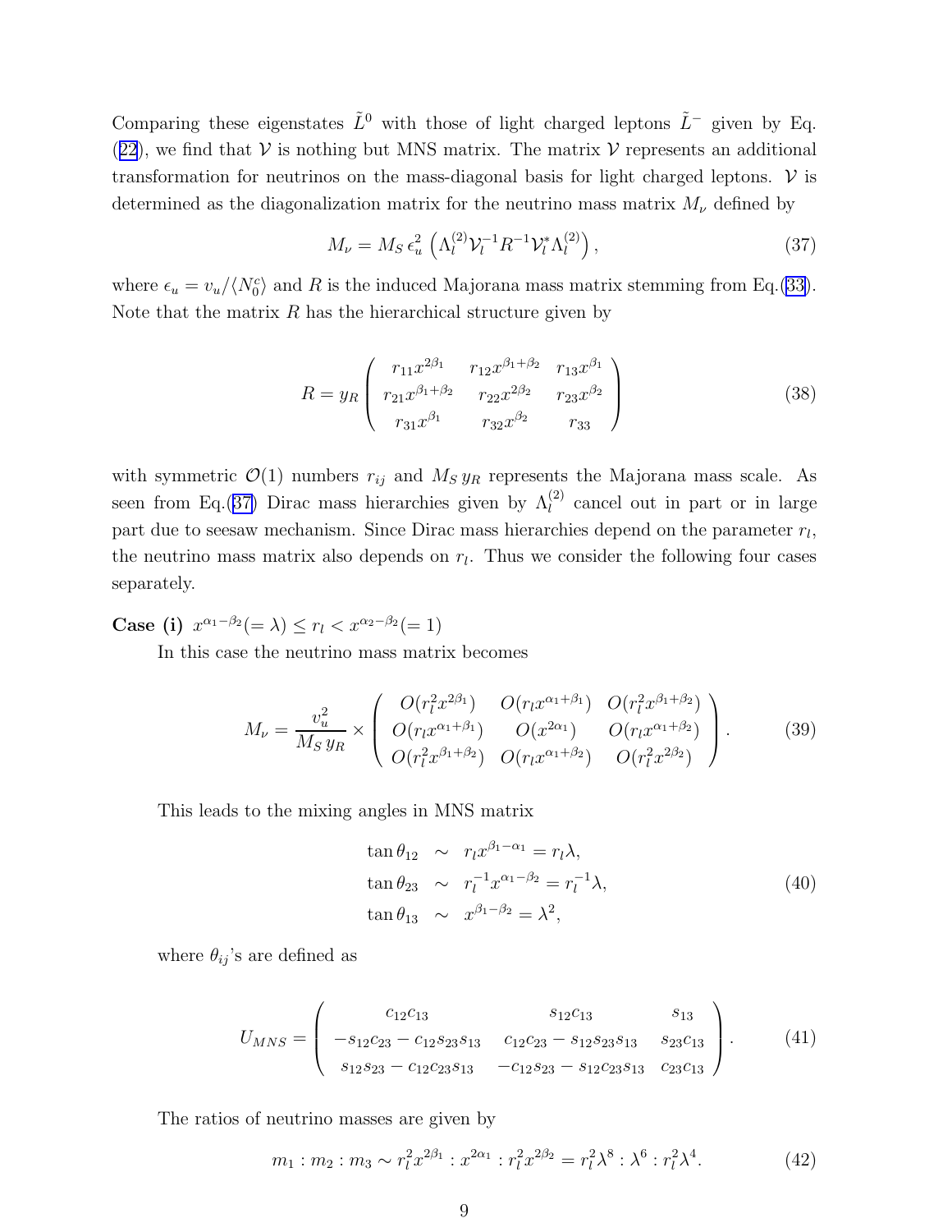Comparing these eigenstates $\tilde{L}^0$ with those of light charged leptons $\tilde{L}^-$ given by Eq.(22), we find that $\mathcal{V}$ is nothing but MNS matrix. The matrix $\mathcal{V}$ represents an additional transformation for neutrinos on the mass-diagonal basis for light charged leptons. $\mathcal{V}$ is determined as the diagonalization matrix for the neutrino mass matrix $M_\nu$ defined by

$$M_\nu = M_S\,\epsilon_u^2 \left(\Lambda_l^{(2)} \mathcal{V}_l^{-1} R^{-1} \mathcal{V}_l^{*} \Lambda_l^{(2)}\right), \tag{37}$$

where $\epsilon_u = v_u/\langle N_0^c \rangle$ and $R$ is the induced Majorana mass matrix stemming from Eq.(33). Note that the matrix $R$ has the hierarchical structure given by

$$R = y_R \begin{pmatrix} r_{11}x^{2\beta_1} & r_{12}x^{\beta_1+\beta_2} & r_{13}x^{\beta_1} \\ r_{21}x^{\beta_1+\beta_2} & r_{22}x^{2\beta_2} & r_{23}x^{\beta_2} \\ r_{31}x^{\beta_1} & r_{32}x^{\beta_2} & r_{33} \end{pmatrix} \tag{38}$$

with symmetric $\mathcal{O}(1)$ numbers $r_{ij}$ and $M_S\,y_R$ represents the Majorana mass scale. As seen from Eq.(37) Dirac mass hierarchies given by $\Lambda_l^{(2)}$ cancel out in part or in large part due to seesaw mechanism. Since Dirac mass hierarchies depend on the parameter $r_l$, the neutrino mass matrix also depends on $r_l$. Thus we consider the following four cases separately.

**Case (i)** $x^{\alpha_1-\beta_2}(=\lambda) \le r_l < x^{\alpha_2-\beta_2}(=1)$

In this case the neutrino mass matrix becomes

$$M_\nu = \frac{v_u^2}{M_S\,y_R} \times \begin{pmatrix} O(r_l^2 x^{2\beta_1}) & O(r_l x^{\alpha_1+\beta_1}) & O(r_l^2 x^{\beta_1+\beta_2}) \\ O(r_l x^{\alpha_1+\beta_1}) & O(x^{2\alpha_1}) & O(r_l x^{\alpha_1+\beta_2}) \\ O(r_l^2 x^{\beta_1+\beta_2}) & O(r_l x^{\alpha_1+\beta_2}) & O(r_l^2 x^{2\beta_2}) \end{pmatrix}. \tag{39}$$

This leads to the mixing angles in MNS matrix

$$\begin{aligned} \tan\theta_{12} &\sim r_l x^{\beta_1-\alpha_1} = r_l \lambda, \\ \tan\theta_{23} &\sim r_l^{-1} x^{\alpha_1-\beta_2} = r_l^{-1}\lambda, \\ \tan\theta_{13} &\sim x^{\beta_1-\beta_2} = \lambda^2, \end{aligned} \tag{40}$$

where $\theta_{ij}$'s are defined as

$$U_{MNS} = \begin{pmatrix} c_{12}c_{13} & s_{12}c_{13} & s_{13} \\ -s_{12}c_{23} - c_{12}s_{23}s_{13} & c_{12}c_{23} - s_{12}s_{23}s_{13} & s_{23}c_{13} \\ s_{12}s_{23} - c_{12}c_{23}s_{13} & -c_{12}s_{23} - s_{12}c_{23}s_{13} & c_{23}c_{13} \end{pmatrix}. \tag{41}$$

The ratios of neutrino masses are given by

$$m_1 : m_2 : m_3 \sim r_l^2 x^{2\beta_1} : x^{2\alpha_1} : r_l^2 x^{2\beta_2} = r_l^2\lambda^8 : \lambda^6 : r_l^2\lambda^4. \tag{42}$$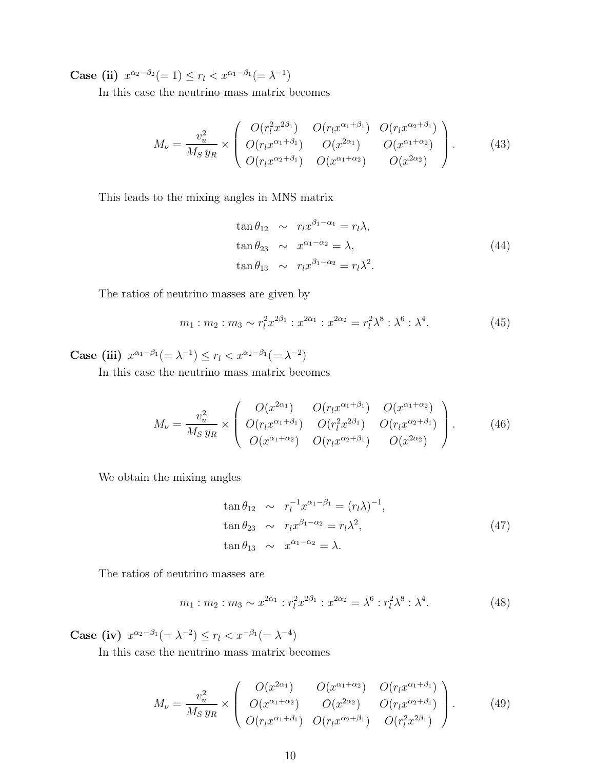**Case (ii)** $x^{\alpha_2-\beta_2}(=1) \leq r_l < x^{\alpha_1-\beta_1}(=\lambda^{-1})$

In this case the neutrino mass matrix becomes

$$M_\nu = \frac{v_u^2}{M_S\, y_R} \times \begin{pmatrix} O(r_l^2 x^{2\beta_1}) & O(r_l x^{\alpha_1+\beta_1}) & O(r_l x^{\alpha_2+\beta_1}) \\ O(r_l x^{\alpha_1+\beta_1}) & O(x^{2\alpha_1}) & O(x^{\alpha_1+\alpha_2}) \\ O(r_l x^{\alpha_2+\beta_1}) & O(x^{\alpha_1+\alpha_2}) & O(x^{2\alpha_2}) \end{pmatrix}. \tag{43}$$

This leads to the mixing angles in MNS matrix

$$\begin{aligned} \tan\theta_{12} &\sim r_l x^{\beta_1-\alpha_1} = r_l \lambda, \\ \tan\theta_{23} &\sim x^{\alpha_1-\alpha_2} = \lambda, \\ \tan\theta_{13} &\sim r_l x^{\beta_1-\alpha_2} = r_l \lambda^2. \end{aligned} \tag{44}$$

The ratios of neutrino masses are given by

$$m_1 : m_2 : m_3 \sim r_l^2 x^{2\beta_1} : x^{2\alpha_1} : x^{2\alpha_2} = r_l^2 \lambda^8 : \lambda^6 : \lambda^4. \tag{45}$$

**Case (iii)** $x^{\alpha_1-\beta_1}(=\lambda^{-1}) \leq r_l < x^{\alpha_2-\beta_1}(=\lambda^{-2})$

In this case the neutrino mass matrix becomes

$$M_\nu = \frac{v_u^2}{M_S\, y_R} \times \begin{pmatrix} O(x^{2\alpha_1}) & O(r_l x^{\alpha_1+\beta_1}) & O(x^{\alpha_1+\alpha_2}) \\ O(r_l x^{\alpha_1+\beta_1}) & O(r_l^2 x^{2\beta_1}) & O(r_l x^{\alpha_2+\beta_1}) \\ O(x^{\alpha_1+\alpha_2}) & O(r_l x^{\alpha_2+\beta_1}) & O(x^{2\alpha_2}) \end{pmatrix}. \tag{46}$$

We obtain the mixing angles

$$\begin{aligned} \tan\theta_{12} &\sim r_l^{-1} x^{\alpha_1-\beta_1} = (r_l \lambda)^{-1}, \\ \tan\theta_{23} &\sim r_l x^{\beta_1-\alpha_2} = r_l \lambda^2, \\ \tan\theta_{13} &\sim x^{\alpha_1-\alpha_2} = \lambda. \end{aligned} \tag{47}$$

The ratios of neutrino masses are

$$m_1 : m_2 : m_3 \sim x^{2\alpha_1} : r_l^2 x^{2\beta_1} : x^{2\alpha_2} = \lambda^6 : r_l^2 \lambda^8 : \lambda^4. \tag{48}$$

**Case (iv)** $x^{\alpha_2-\beta_1}(=\lambda^{-2}) \leq r_l < x^{-\beta_1}(=\lambda^{-4})$

In this case the neutrino mass matrix becomes

$$M_\nu = \frac{v_u^2}{M_S\, y_R} \times \begin{pmatrix} O(x^{2\alpha_1}) & O(x^{\alpha_1+\alpha_2}) & O(r_l x^{\alpha_1+\beta_1}) \\ O(x^{\alpha_1+\alpha_2}) & O(x^{2\alpha_2}) & O(r_l x^{\alpha_2+\beta_1}) \\ O(r_l x^{\alpha_1+\beta_1}) & O(r_l x^{\alpha_2+\beta_1}) & O(r_l^2 x^{2\beta_1}) \end{pmatrix}. \tag{49}$$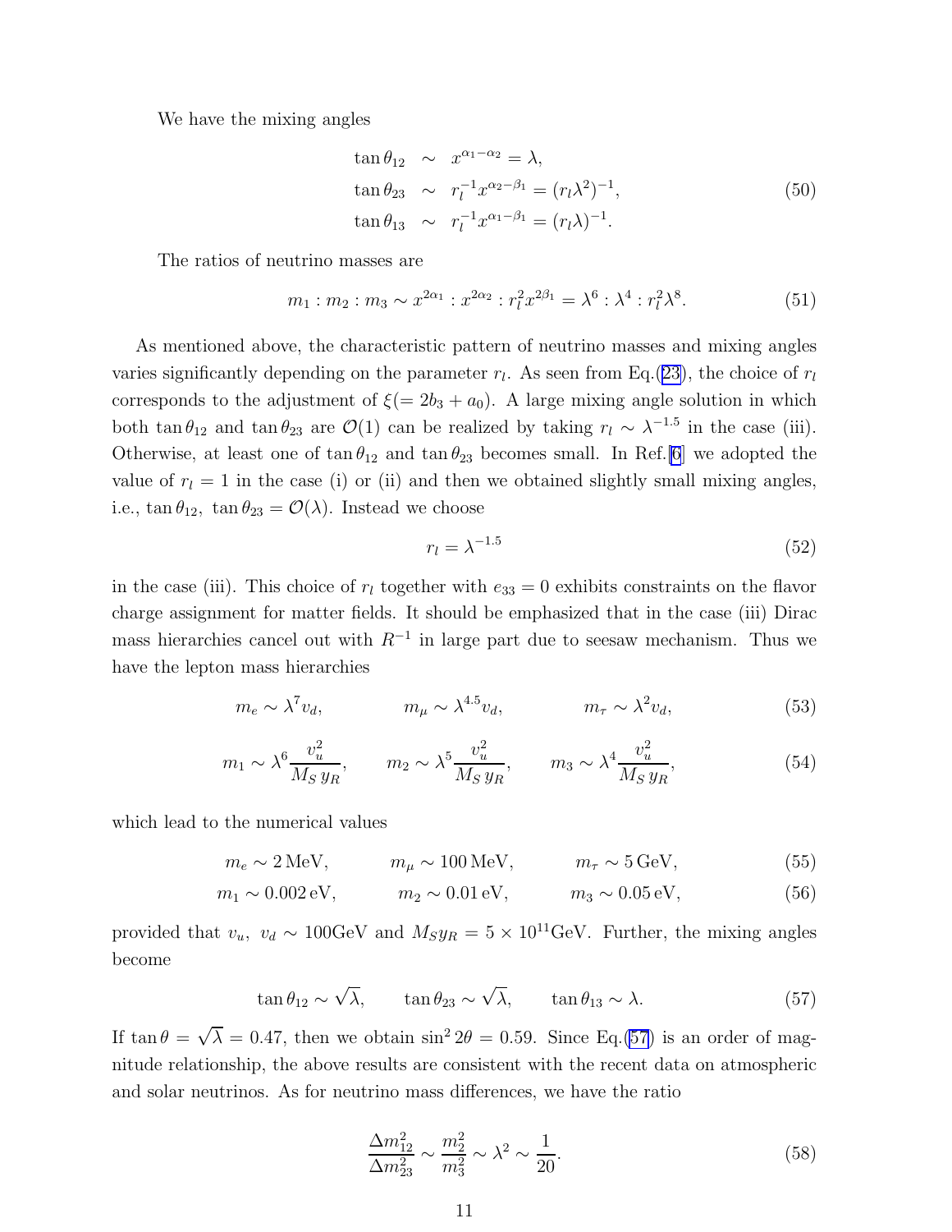We have the mixing angles

$$
\begin{aligned}
\tan\theta_{12} &\sim x^{\alpha_1-\alpha_2} = \lambda, \\
\tan\theta_{23} &\sim r_l^{-1} x^{\alpha_2-\beta_1} = (r_l \lambda^2)^{-1}, \\
\tan\theta_{13} &\sim r_l^{-1} x^{\alpha_1-\beta_1} = (r_l \lambda)^{-1}.
\end{aligned} \tag{50}
$$

The ratios of neutrino masses are

$$
m_1 : m_2 : m_3 \sim x^{2\alpha_1} : x^{2\alpha_2} : r_l^2 x^{2\beta_1} = \lambda^6 : \lambda^4 : r_l^2 \lambda^8. \tag{51}
$$

As mentioned above, the characteristic pattern of neutrino masses and mixing angles varies significantly depending on the parameter $r_l$. As seen from Eq.(23), the choice of $r_l$ corresponds to the adjustment of $\xi(= 2b_3 + a_0)$. A large mixing angle solution in which both $\tan\theta_{12}$ and $\tan\theta_{23}$ are $\mathcal{O}(1)$ can be realized by taking $r_l \sim \lambda^{-1.5}$ in the case (iii). Otherwise, at least one of $\tan\theta_{12}$ and $\tan\theta_{23}$ becomes small. In Ref.[6] we adopted the value of $r_l = 1$ in the case (i) or (ii) and then we obtained slightly small mixing angles, i.e., $\tan\theta_{12},\ \tan\theta_{23} = \mathcal{O}(\lambda)$. Instead we choose

$$
r_l = \lambda^{-1.5} \tag{52}
$$

in the case (iii). This choice of $r_l$ together with $e_{33} = 0$ exhibits constraints on the flavor charge assignment for matter fields. It should be emphasized that in the case (iii) Dirac mass hierarchies cancel out with $R^{-1}$ in large part due to seesaw mechanism. Thus we have the lepton mass hierarchies

$$
m_e \sim \lambda^7 v_d, \qquad m_\mu \sim \lambda^{4.5} v_d, \qquad m_\tau \sim \lambda^2 v_d, \tag{53}
$$

$$
m_1 \sim \lambda^6 \frac{v_u^2}{M_S\, y_R}, \qquad m_2 \sim \lambda^5 \frac{v_u^2}{M_S\, y_R}, \qquad m_3 \sim \lambda^4 \frac{v_u^2}{M_S\, y_R}, \tag{54}
$$

which lead to the numerical values

$$
m_e \sim 2\,\mathrm{MeV}, \qquad m_\mu \sim 100\,\mathrm{MeV}, \qquad m_\tau \sim 5\,\mathrm{GeV}, \tag{55}
$$

$$
m_1 \sim 0.002\,\mathrm{eV}, \qquad m_2 \sim 0.01\,\mathrm{eV}, \qquad m_3 \sim 0.05\,\mathrm{eV}, \tag{56}
$$

provided that $v_u,\ v_d \sim 100\mathrm{GeV}$ and $M_S y_R = 5 \times 10^{11}\mathrm{GeV}$. Further, the mixing angles become

$$
\tan\theta_{12} \sim \sqrt{\lambda}, \qquad \tan\theta_{23} \sim \sqrt{\lambda}, \qquad \tan\theta_{13} \sim \lambda. \tag{57}
$$

If $\tan\theta = \sqrt{\lambda} = 0.47$, then we obtain $\sin^2 2\theta = 0.59$. Since Eq.(57) is an order of magnitude relationship, the above results are consistent with the recent data on atmospheric and solar neutrinos. As for neutrino mass differences, we have the ratio

$$
\frac{\Delta m_{12}^2}{\Delta m_{23}^2} \sim \frac{m_2^2}{m_3^2} \sim \lambda^2 \sim \frac{1}{20}. \tag{58}
$$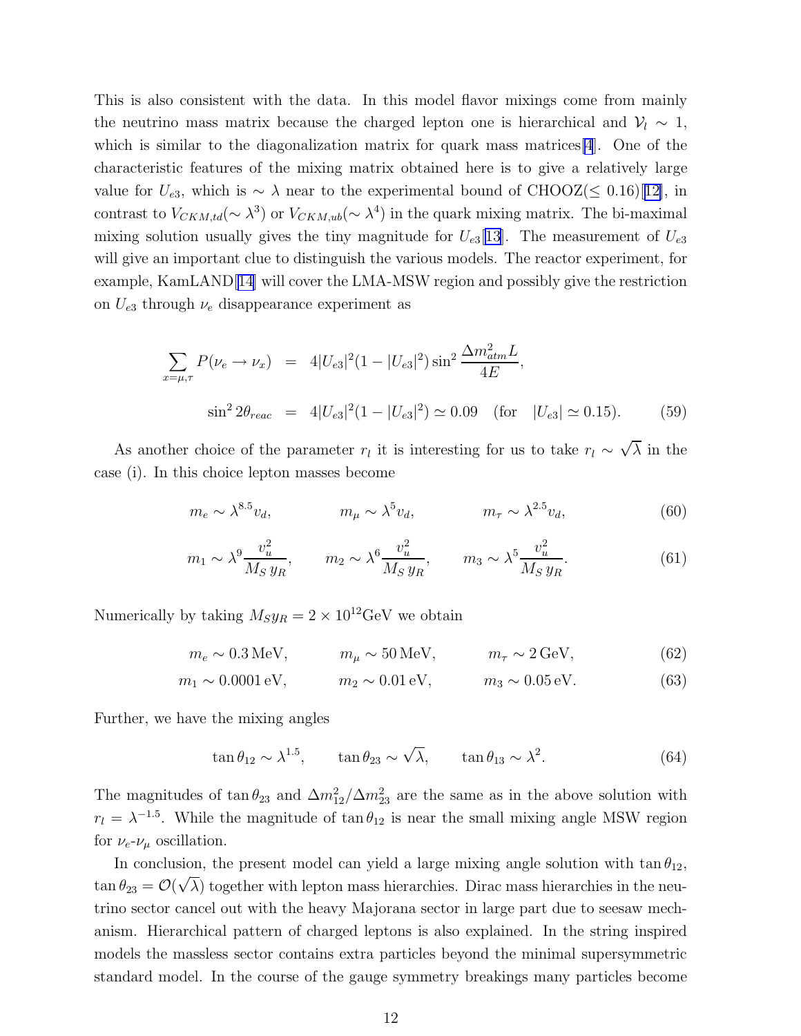This is also consistent with the data. In this model flavor mixings come from mainly the neutrino mass matrix because the charged lepton one is hierarchical and $\mathcal{V}_l \sim 1$, which is similar to the diagonalization matrix for quark mass matrices[4]. One of the characteristic features of the mixing matrix obtained here is to give a relatively large value for $U_{e3}$, which is $\sim \lambda$ near to the experimental bound of CHOOZ($\leq 0.16$)[12], in contrast to $V_{CKM,td}(\sim \lambda^3)$ or $V_{CKM,ub}(\sim \lambda^4)$ in the quark mixing matrix. The bi-maximal mixing solution usually gives the tiny magnitude for $U_{e3}$[13]. The measurement of $U_{e3}$ will give an important clue to distinguish the various models. The reactor experiment, for example, KamLAND[14] will cover the LMA-MSW region and possibly give the restriction on $U_{e3}$ through $\nu_e$ disappearance experiment as

$$\sum_{x=\mu,\tau} P(\nu_e \to \nu_x) = 4|U_{e3}|^2(1-|U_{e3}|^2)\sin^2\frac{\Delta m^2_{atm}L}{4E},$$

$$\sin^2 2\theta_{reac} = 4|U_{e3}|^2(1-|U_{e3}|^2) \simeq 0.09 \quad (\text{for} \quad |U_{e3}| \simeq 0.15). \tag{59}$$

As another choice of the parameter $r_l$ it is interesting for us to take $r_l \sim \sqrt{\lambda}$ in the case (i). In this choice lepton masses become

$$m_e \sim \lambda^{8.5} v_d, \qquad m_\mu \sim \lambda^5 v_d, \qquad m_\tau \sim \lambda^{2.5} v_d, \tag{60}$$

$$m_1 \sim \lambda^9 \frac{v_u^2}{M_S\, y_R}, \qquad m_2 \sim \lambda^6 \frac{v_u^2}{M_S\, y_R}, \qquad m_3 \sim \lambda^5 \frac{v_u^2}{M_S\, y_R}. \tag{61}$$

Numerically by taking $M_S y_R = 2\times 10^{12}\text{GeV}$ we obtain

$$m_e \sim 0.3\,\text{MeV}, \qquad m_\mu \sim 50\,\text{MeV}, \qquad m_\tau \sim 2\,\text{GeV}, \tag{62}$$

$$m_1 \sim 0.0001\,\text{eV}, \qquad m_2 \sim 0.01\,\text{eV}, \qquad m_3 \sim 0.05\,\text{eV}. \tag{63}$$

Further, we have the mixing angles

$$\tan\theta_{12} \sim \lambda^{1.5}, \qquad \tan\theta_{23} \sim \sqrt{\lambda}, \qquad \tan\theta_{13} \sim \lambda^2. \tag{64}$$

The magnitudes of $\tan\theta_{23}$ and $\Delta m^2_{12}/\Delta m^2_{23}$ are the same as in the above solution with $r_l = \lambda^{-1.5}$. While the magnitude of $\tan\theta_{12}$ is near the small mixing angle MSW region for $\nu_e$-$\nu_\mu$ oscillation.

In conclusion, the present model can yield a large mixing angle solution with $\tan\theta_{12}$, $\tan\theta_{23} = \mathcal{O}(\sqrt{\lambda})$ together with lepton mass hierarchies. Dirac mass hierarchies in the neutrino sector cancel out with the heavy Majorana sector in large part due to seesaw mechanism. Hierarchical pattern of charged leptons is also explained. In the string inspired models the massless sector contains extra particles beyond the minimal supersymmetric standard model. In the course of the gauge symmetry breakings many particles become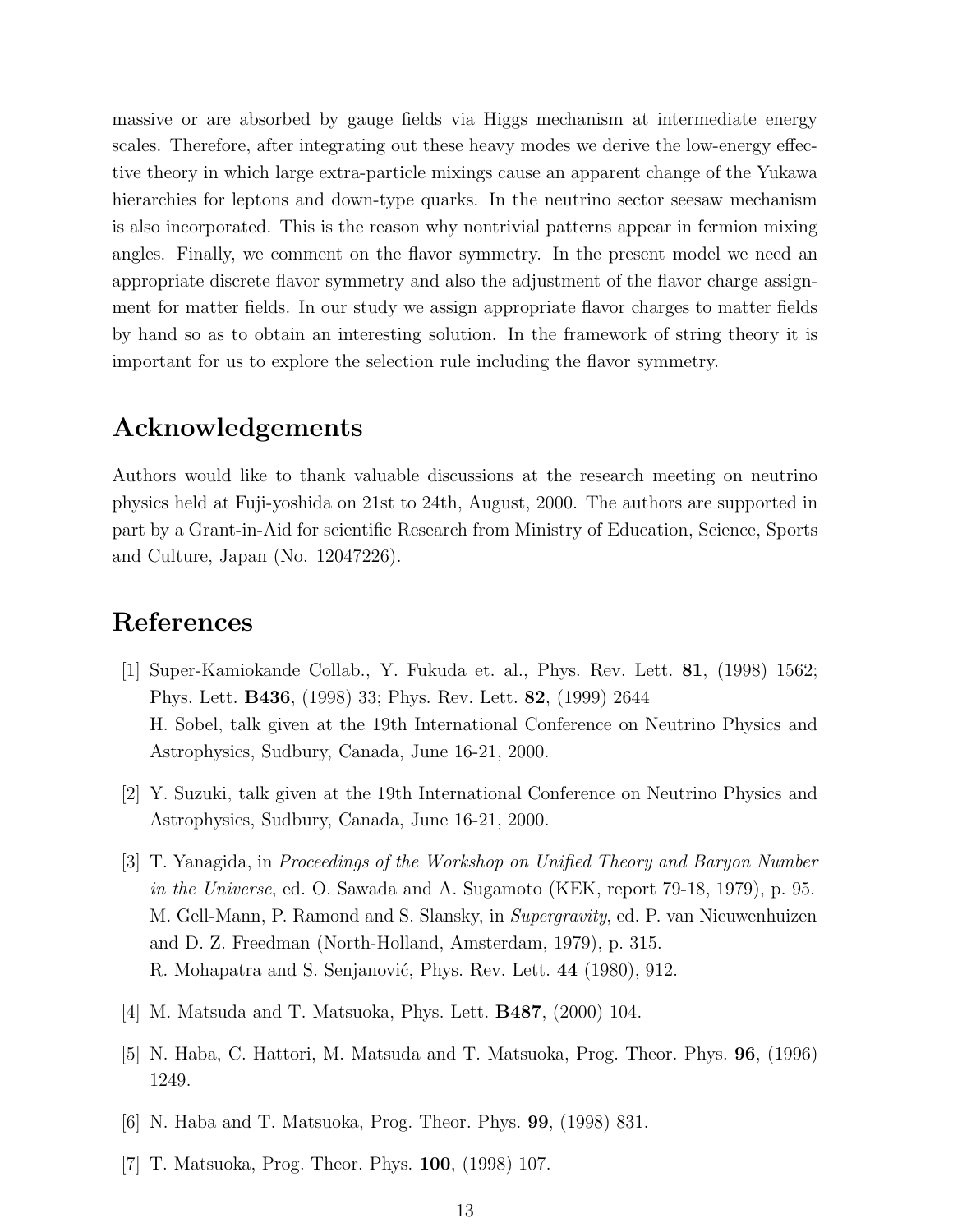massive or are absorbed by gauge fields via Higgs mechanism at intermediate energy scales. Therefore, after integrating out these heavy modes we derive the low-energy effective theory in which large extra-particle mixings cause an apparent change of the Yukawa hierarchies for leptons and down-type quarks. In the neutrino sector seesaw mechanism is also incorporated. This is the reason why nontrivial patterns appear in fermion mixing angles. Finally, we comment on the flavor symmetry. In the present model we need an appropriate discrete flavor symmetry and also the adjustment of the flavor charge assignment for matter fields. In our study we assign appropriate flavor charges to matter fields by hand so as to obtain an interesting solution. In the framework of string theory it is important for us to explore the selection rule including the flavor symmetry.

## Acknowledgements

Authors would like to thank valuable discussions at the research meeting on neutrino physics held at Fuji-yoshida on 21st to 24th, August, 2000. The authors are supported in part by a Grant-in-Aid for scientific Research from Ministry of Education, Science, Sports and Culture, Japan (No. 12047226).

## References

[1] Super-Kamiokande Collab., Y. Fukuda et. al., Phys. Rev. Lett. **81**, (1998) 1562; Phys. Lett. **B436**, (1998) 33; Phys. Rev. Lett. **82**, (1999) 2644
H. Sobel, talk given at the 19th International Conference on Neutrino Physics and Astrophysics, Sudbury, Canada, June 16-21, 2000.

[2] Y. Suzuki, talk given at the 19th International Conference on Neutrino Physics and Astrophysics, Sudbury, Canada, June 16-21, 2000.

[3] T. Yanagida, in *Proceedings of the Workshop on Unified Theory and Baryon Number in the Universe*, ed. O. Sawada and A. Sugamoto (KEK, report 79-18, 1979), p. 95.
M. Gell-Mann, P. Ramond and S. Slansky, in *Supergravity*, ed. P. van Nieuwenhuizen and D. Z. Freedman (North-Holland, Amsterdam, 1979), p. 315.
R. Mohapatra and S. Senjanović, Phys. Rev. Lett. **44** (1980), 912.

[4] M. Matsuda and T. Matsuoka, Phys. Lett. **B487**, (2000) 104.

[5] N. Haba, C. Hattori, M. Matsuda and T. Matsuoka, Prog. Theor. Phys. **96**, (1996) 1249.

[6] N. Haba and T. Matsuoka, Prog. Theor. Phys. **99**, (1998) 831.

[7] T. Matsuoka, Prog. Theor. Phys. **100**, (1998) 107.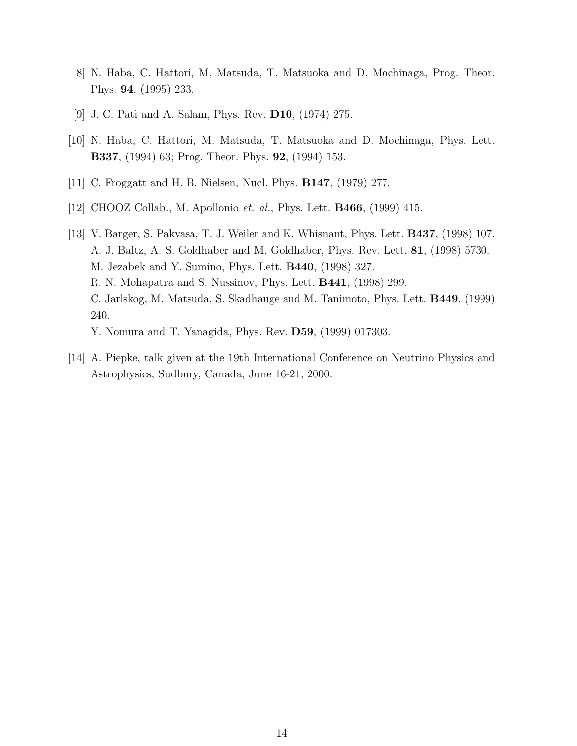[8] N. Haba, C. Hattori, M. Matsuda, T. Matsuoka and D. Mochinaga, Prog. Theor. Phys. **94**, (1995) 233.

[9] J. C. Pati and A. Salam, Phys. Rev. **D10**, (1974) 275.

[10] N. Haba, C. Hattori, M. Matsuda, T. Matsuoka and D. Mochinaga, Phys. Lett. **B337**, (1994) 63; Prog. Theor. Phys. **92**, (1994) 153.

[11] C. Froggatt and H. B. Nielsen, Nucl. Phys. **B147**, (1979) 277.

[12] CHOOZ Collab., M. Apollonio *et. al.*, Phys. Lett. **B466**, (1999) 415.

[13] V. Barger, S. Pakvasa, T. J. Weiler and K. Whisnant, Phys. Lett. **B437**, (1998) 107.
A. J. Baltz, A. S. Goldhaber and M. Goldhaber, Phys. Rev. Lett. **81**, (1998) 5730.
M. Jezabek and Y. Sumino, Phys. Lett. **B440**, (1998) 327.
R. N. Mohapatra and S. Nussinov, Phys. Lett. **B441**, (1998) 299.
C. Jarlskog, M. Matsuda, S. Skadhauge and M. Tanimoto, Phys. Lett. **B449**, (1999) 240.
Y. Nomura and T. Yanagida, Phys. Rev. **D59**, (1999) 017303.

[14] A. Piepke, talk given at the 19th International Conference on Neutrino Physics and Astrophysics, Sudbury, Canada, June 16-21, 2000.